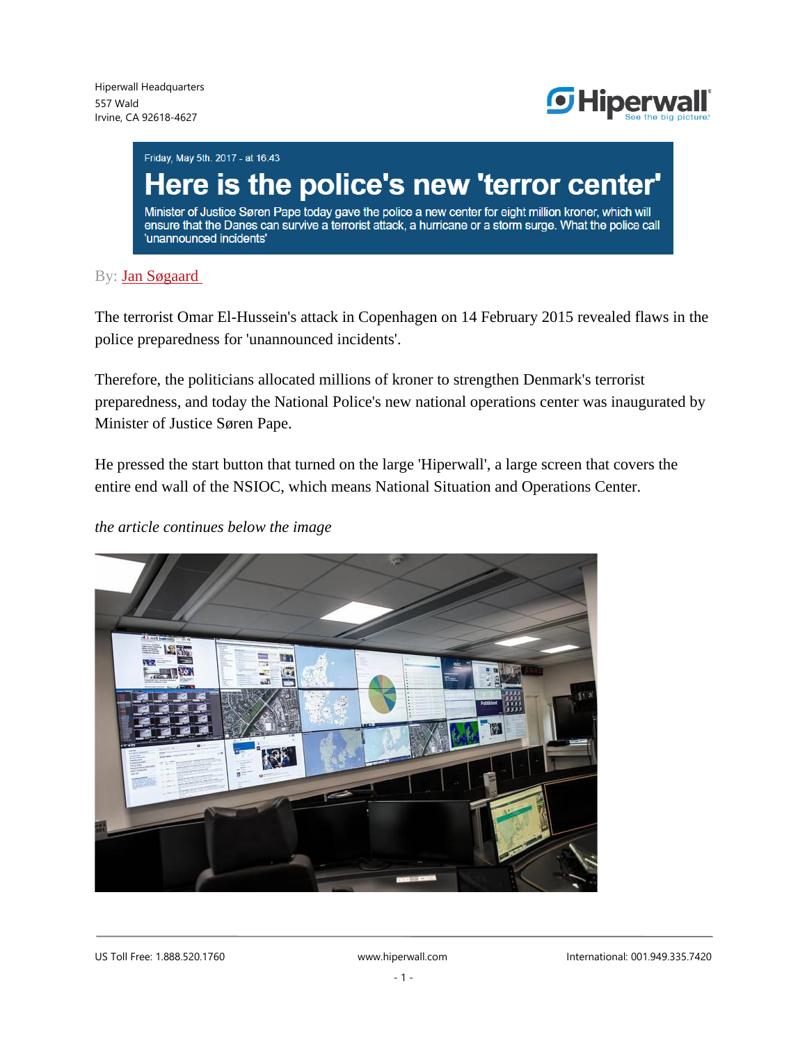Hiperwall Headquarters
557 Wald
Irvine, CA 92618-4627

Friday, May 5th. 2017 - at 16:43

# Here is the police's new 'terror center'

**Minister of Justice Søren Pape today gave the police a new center for eight million kroner, which will ensure that the Danes can survive a terrorist attack, a hurricane or a storm surge. What the police call 'unannounced incidents'**

By: Jan Søgaard

The terrorist Omar El-Hussein's attack in Copenhagen on 14 February 2015 revealed flaws in the police preparedness for 'unannounced incidents'.

Therefore, the politicians allocated millions of kroner to strengthen Denmark's terrorist preparedness, and today the National Police's new national operations center was inaugurated by Minister of Justice Søren Pape.

He pressed the start button that turned on the large 'Hiperwall', a large screen that covers the entire end wall of the NSIOC, which means National Situation and Operations Center.

*the article continues below the image*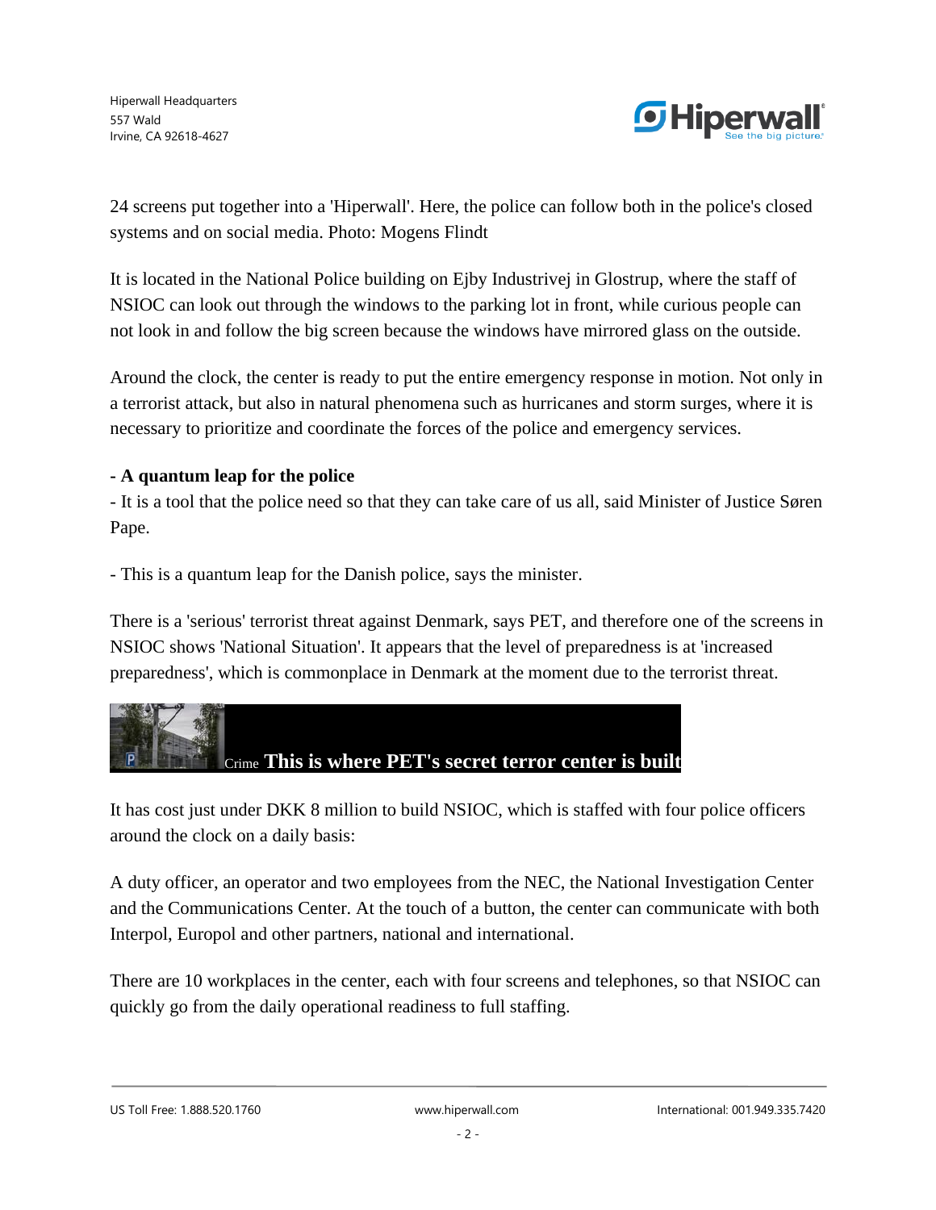24 screens put together into a 'Hiperwall'. Here, the police can follow both in the police's closed systems and on social media. Photo: Mogens Flindt

It is located in the National Police building on Ejby Industrivej in Glostrup, where the staff of NSIOC can look out through the windows to the parking lot in front, while curious people can not look in and follow the big screen because the windows have mirrored glass on the outside.

Around the clock, the center is ready to put the entire emergency response in motion. Not only in a terrorist attack, but also in natural phenomena such as hurricanes and storm surges, where it is necessary to prioritize and coordinate the forces of the police and emergency services.

**- A quantum leap for the police**

- It is a tool that the police need so that they can take care of us all, said Minister of Justice Søren Pape.

- This is a quantum leap for the Danish police, says the minister.

There is a 'serious' terrorist threat against Denmark, says PET, and therefore one of the screens in NSIOC shows 'National Situation'. It appears that the level of preparedness is at 'increased preparedness', which is commonplace in Denmark at the moment due to the terrorist threat.

Crime **This is where PET's secret terror center is built**

It has cost just under DKK 8 million to build NSIOC, which is staffed with four police officers around the clock on a daily basis:

A duty officer, an operator and two employees from the NEC, the National Investigation Center and the Communications Center. At the touch of a button, the center can communicate with both Interpol, Europol and other partners, national and international.

There are 10 workplaces in the center, each with four screens and telephones, so that NSIOC can quickly go from the daily operational readiness to full staffing.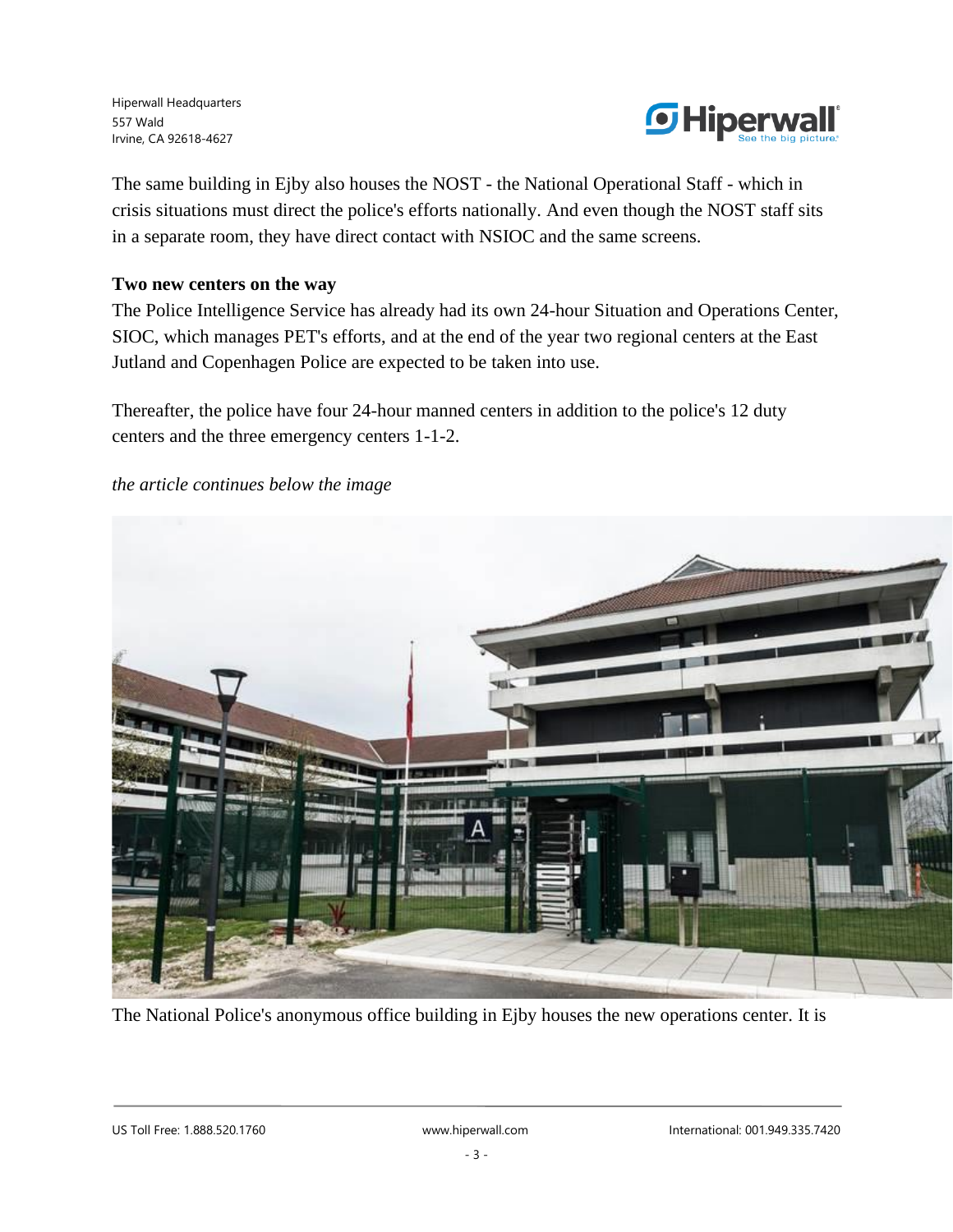The same building in Ejby also houses the NOST - the National Operational Staff - which in crisis situations must direct the police's efforts nationally. And even though the NOST staff sits in a separate room, they have direct contact with NSIOC and the same screens.

**Two new centers on the way**

The Police Intelligence Service has already had its own 24-hour Situation and Operations Center, SIOC, which manages PET's efforts, and at the end of the year two regional centers at the East Jutland and Copenhagen Police are expected to be taken into use.

Thereafter, the police have four 24-hour manned centers in addition to the police's 12 duty centers and the three emergency centers 1-1-2.

*the article continues below the image*

The National Police's anonymous office building in Ejby houses the new operations center. It is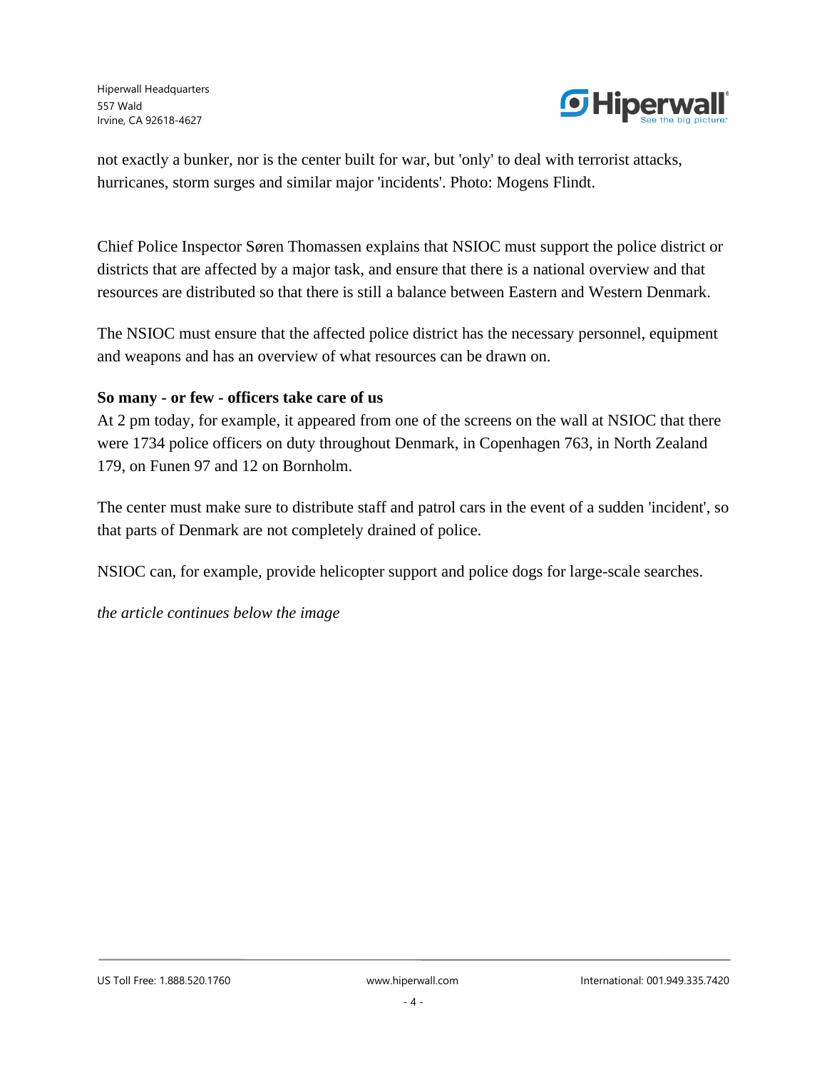not exactly a bunker, nor is the center built for war, but 'only' to deal with terrorist attacks, hurricanes, storm surges and similar major 'incidents'. Photo: Mogens Flindt.

Chief Police Inspector Søren Thomassen explains that NSIOC must support the police district or districts that are affected by a major task, and ensure that there is a national overview and that resources are distributed so that there is still a balance between Eastern and Western Denmark.

The NSIOC must ensure that the affected police district has the necessary personnel, equipment and weapons and has an overview of what resources can be drawn on.

**So many - or few - officers take care of us**

At 2 pm today, for example, it appeared from one of the screens on the wall at NSIOC that there were 1734 police officers on duty throughout Denmark, in Copenhagen 763, in North Zealand 179, on Funen 97 and 12 on Bornholm.

The center must make sure to distribute staff and patrol cars in the event of a sudden 'incident', so that parts of Denmark are not completely drained of police.

NSIOC can, for example, provide helicopter support and police dogs for large-scale searches.

*the article continues below the image*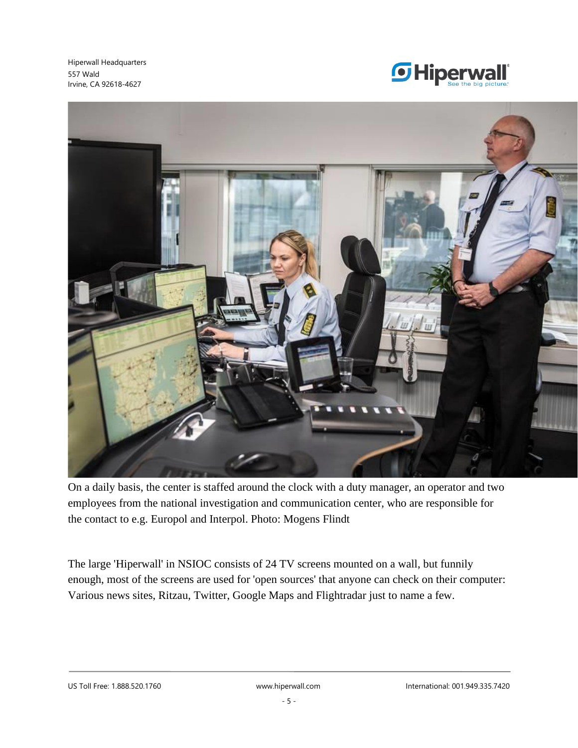On a daily basis, the center is staffed around the clock with a duty manager, an operator and two employees from the national investigation and communication center, who are responsible for the contact to e.g. Europol and Interpol. Photo: Mogens Flindt

The large 'Hiperwall' in NSIOC consists of 24 TV screens mounted on a wall, but funnily enough, most of the screens are used for 'open sources' that anyone can check on their computer: Various news sites, Ritzau, Twitter, Google Maps and Flightradar just to name a few.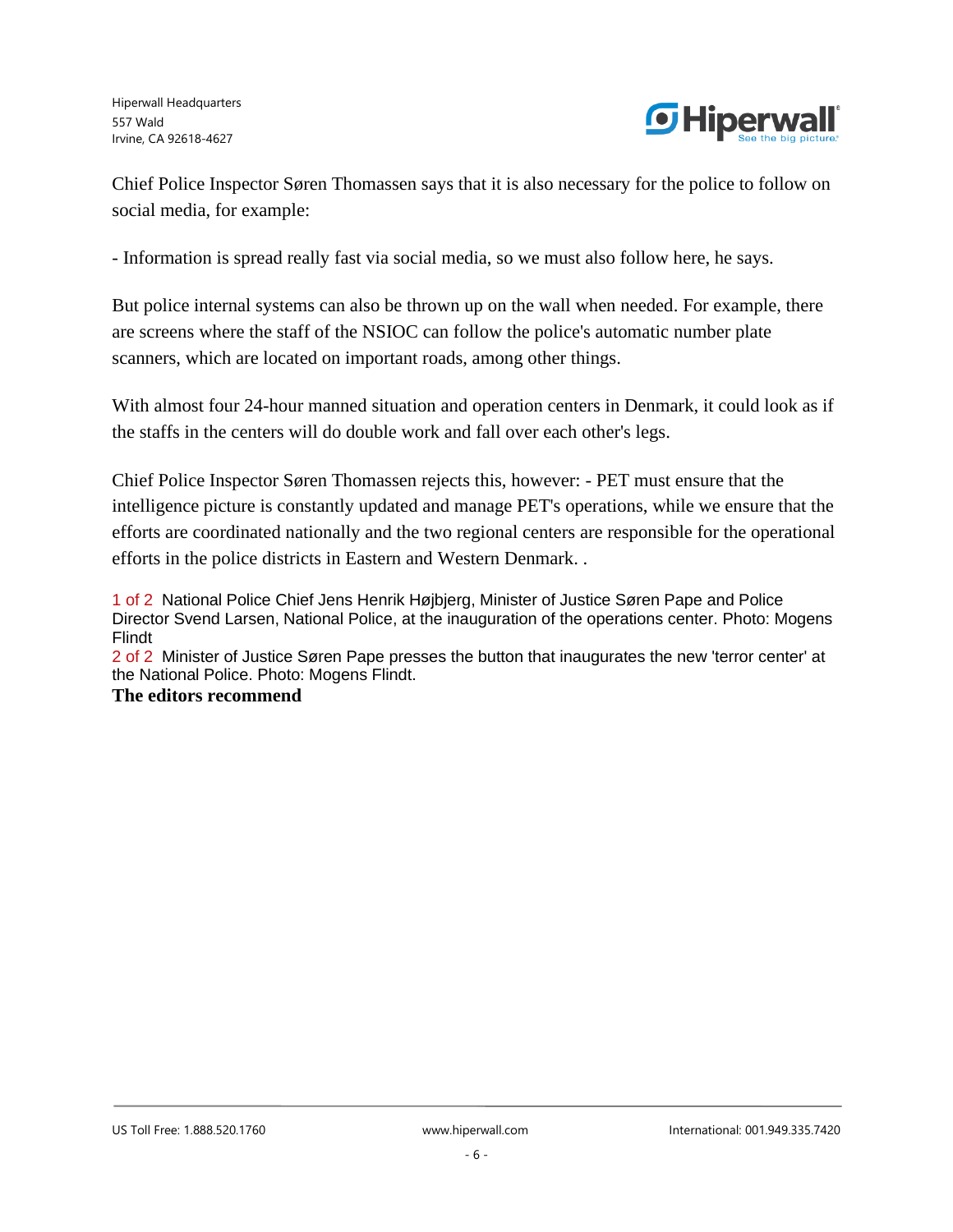Chief Police Inspector Søren Thomassen says that it is also necessary for the police to follow on social media, for example:

- Information is spread really fast via social media, so we must also follow here, he says.

But police internal systems can also be thrown up on the wall when needed. For example, there are screens where the staff of the NSIOC can follow the police's automatic number plate scanners, which are located on important roads, among other things.

With almost four 24-hour manned situation and operation centers in Denmark, it could look as if the staffs in the centers will do double work and fall over each other's legs.

Chief Police Inspector Søren Thomassen rejects this, however: - PET must ensure that the intelligence picture is constantly updated and manage PET's operations, while we ensure that the efforts are coordinated nationally and the two regional centers are responsible for the operational efforts in the police districts in Eastern and Western Denmark. .

1 of 2 National Police Chief Jens Henrik Højbjerg, Minister of Justice Søren Pape and Police Director Svend Larsen, National Police, at the inauguration of the operations center. Photo: Mogens Flindt

2 of 2 Minister of Justice Søren Pape presses the button that inaugurates the new 'terror center' at the National Police. Photo: Mogens Flindt.

**The editors recommend**